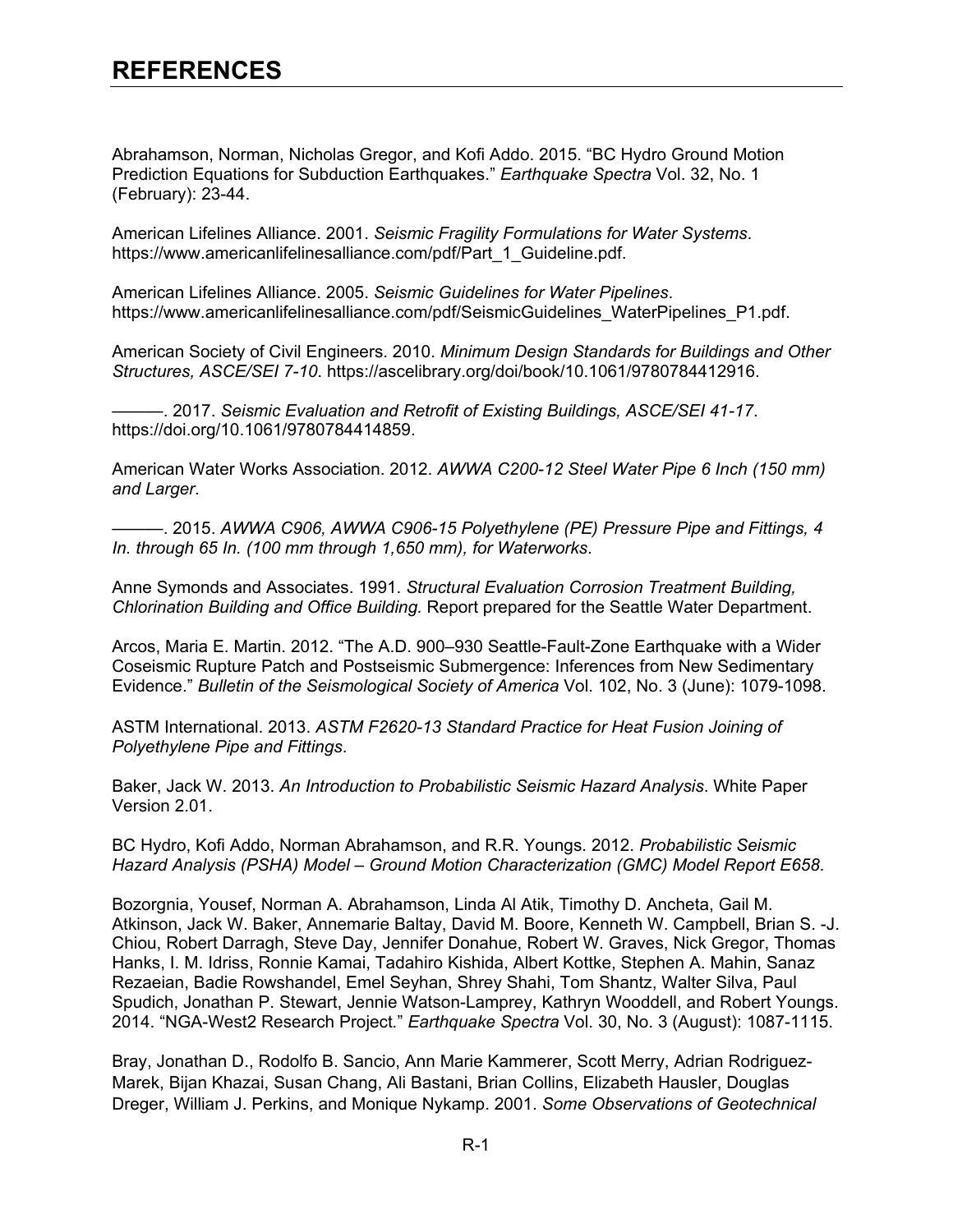# REFERENCES

Abrahamson, Norman, Nicholas Gregor, and Kofi Addo. 2015. "BC Hydro Ground Motion Prediction Equations for Subduction Earthquakes." *Earthquake Spectra* Vol. 32, No. 1 (February): 23-44.

American Lifelines Alliance. 2001. *Seismic Fragility Formulations for Water Systems*. https://www.americanlifelinesalliance.com/pdf/Part_1_Guideline.pdf.

American Lifelines Alliance. 2005. *Seismic Guidelines for Water Pipelines*. https://www.americanlifelinesalliance.com/pdf/SeismicGuidelines_WaterPipelines_P1.pdf.

American Society of Civil Engineers. 2010. *Minimum Design Standards for Buildings and Other Structures, ASCE/SEI 7-10*. https://ascelibrary.org/doi/book/10.1061/9780784412916.

———. 2017. *Seismic Evaluation and Retrofit of Existing Buildings, ASCE/SEI 41-17*. https://doi.org/10.1061/9780784414859.

American Water Works Association. 2012. *AWWA C200-12 Steel Water Pipe 6 Inch (150 mm) and Larger*.

———. 2015. *AWWA C906, AWWA C906-15 Polyethylene (PE) Pressure Pipe and Fittings, 4 In. through 65 In. (100 mm through 1,650 mm), for Waterworks*.

Anne Symonds and Associates. 1991. *Structural Evaluation Corrosion Treatment Building, Chlorination Building and Office Building.* Report prepared for the Seattle Water Department.

Arcos, Maria E. Martin. 2012. "The A.D. 900–930 Seattle-Fault-Zone Earthquake with a Wider Coseismic Rupture Patch and Postseismic Submergence: Inferences from New Sedimentary Evidence." *Bulletin of the Seismological Society of America* Vol. 102, No. 3 (June): 1079-1098.

ASTM International. 2013. *ASTM F2620-13 Standard Practice for Heat Fusion Joining of Polyethylene Pipe and Fittings*.

Baker, Jack W. 2013. *An Introduction to Probabilistic Seismic Hazard Analysis*. White Paper Version 2.01.

BC Hydro, Kofi Addo, Norman Abrahamson, and R.R. Youngs. 2012. *Probabilistic Seismic Hazard Analysis (PSHA) Model – Ground Motion Characterization (GMC) Model Report E658*.

Bozorgnia, Yousef, Norman A. Abrahamson, Linda Al Atik, Timothy D. Ancheta, Gail M. Atkinson, Jack W. Baker, Annemarie Baltay, David M. Boore, Kenneth W. Campbell, Brian S. -J. Chiou, Robert Darragh, Steve Day, Jennifer Donahue, Robert W. Graves, Nick Gregor, Thomas Hanks, I. M. Idriss, Ronnie Kamai, Tadahiro Kishida, Albert Kottke, Stephen A. Mahin, Sanaz Rezaeian, Badie Rowshandel, Emel Seyhan, Shrey Shahi, Tom Shantz, Walter Silva, Paul Spudich, Jonathan P. Stewart, Jennie Watson-Lamprey, Kathryn Wooddell, and Robert Youngs. 2014. "NGA-West2 Research Project." *Earthquake Spectra* Vol. 30, No. 3 (August): 1087-1115.

Bray, Jonathan D., Rodolfo B. Sancio, Ann Marie Kammerer, Scott Merry, Adrian Rodriguez-Marek, Bijan Khazai, Susan Chang, Ali Bastani, Brian Collins, Elizabeth Hausler, Douglas Dreger, William J. Perkins, and Monique Nykamp. 2001. *Some Observations of Geotechnical*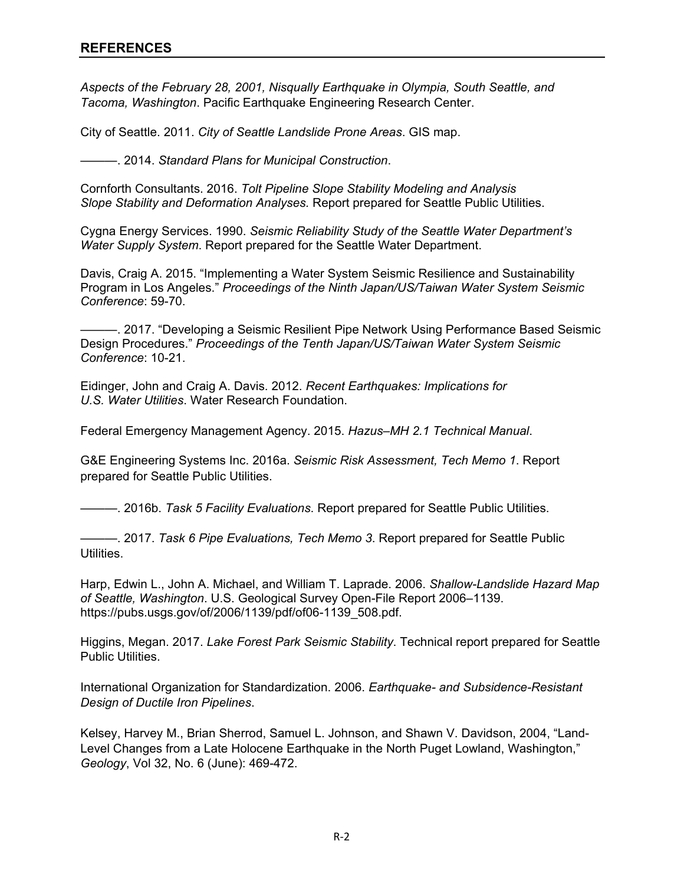## REFERENCES

*Aspects of the February 28, 2001, Nisqually Earthquake in Olympia, South Seattle, and Tacoma, Washington*. Pacific Earthquake Engineering Research Center.

City of Seattle. 2011. *City of Seattle Landslide Prone Areas*. GIS map.

———. 2014. *Standard Plans for Municipal Construction*.

Cornforth Consultants. 2016. *Tolt Pipeline Slope Stability Modeling and Analysis Slope Stability and Deformation Analyses.* Report prepared for Seattle Public Utilities.

Cygna Energy Services. 1990. *Seismic Reliability Study of the Seattle Water Department's Water Supply System*. Report prepared for the Seattle Water Department.

Davis, Craig A. 2015. "Implementing a Water System Seismic Resilience and Sustainability Program in Los Angeles." *Proceedings of the Ninth Japan/US/Taiwan Water System Seismic Conference*: 59-70.

———. 2017. "Developing a Seismic Resilient Pipe Network Using Performance Based Seismic Design Procedures." *Proceedings of the Tenth Japan/US/Taiwan Water System Seismic Conference*: 10-21.

Eidinger, John and Craig A. Davis. 2012. *Recent Earthquakes: Implications for U.S. Water Utilities*. Water Research Foundation.

Federal Emergency Management Agency. 2015. *Hazus–MH 2.1 Technical Manual*.

G&E Engineering Systems Inc. 2016a. *Seismic Risk Assessment, Tech Memo 1*. Report prepared for Seattle Public Utilities.

———. 2016b. *Task 5 Facility Evaluations*. Report prepared for Seattle Public Utilities.

———. 2017. *Task 6 Pipe Evaluations, Tech Memo 3*. Report prepared for Seattle Public Utilities.

Harp, Edwin L., John A. Michael, and William T. Laprade. 2006. *Shallow-Landslide Hazard Map of Seattle, Washington*. U.S. Geological Survey Open-File Report 2006–1139. https://pubs.usgs.gov/of/2006/1139/pdf/of06-1139_508.pdf.

Higgins, Megan. 2017. *Lake Forest Park Seismic Stability*. Technical report prepared for Seattle Public Utilities.

International Organization for Standardization. 2006. *Earthquake- and Subsidence-Resistant Design of Ductile Iron Pipelines*.

Kelsey, Harvey M., Brian Sherrod, Samuel L. Johnson, and Shawn V. Davidson, 2004, "Land-Level Changes from a Late Holocene Earthquake in the North Puget Lowland, Washington," *Geology*, Vol 32, No. 6 (June): 469-472.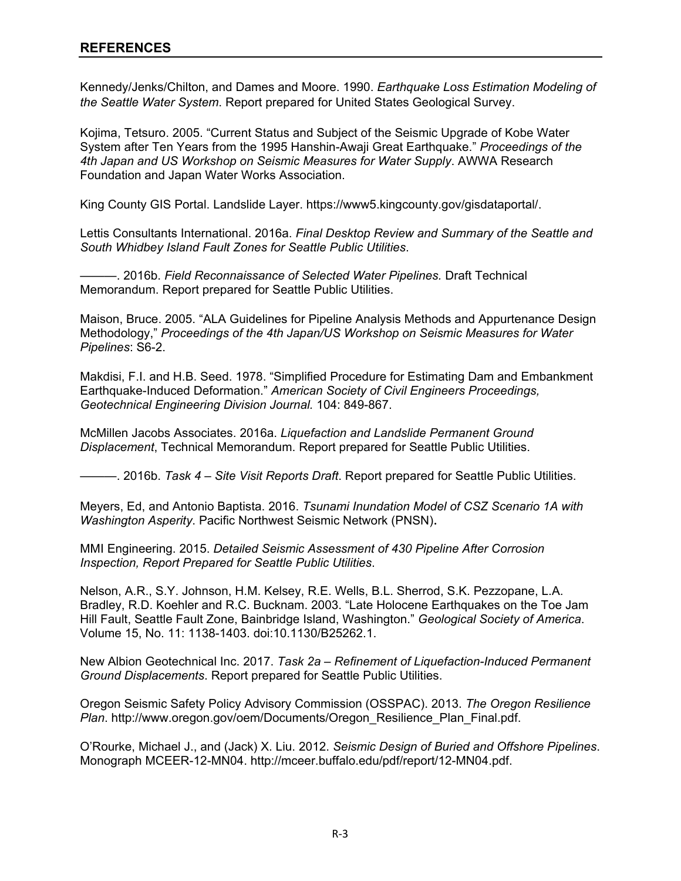## REFERENCES

Kennedy/Jenks/Chilton, and Dames and Moore. 1990. *Earthquake Loss Estimation Modeling of the Seattle Water System*. Report prepared for United States Geological Survey.

Kojima, Tetsuro. 2005. "Current Status and Subject of the Seismic Upgrade of Kobe Water System after Ten Years from the 1995 Hanshin-Awaji Great Earthquake." *Proceedings of the 4th Japan and US Workshop on Seismic Measures for Water Supply*. AWWA Research Foundation and Japan Water Works Association.

King County GIS Portal. Landslide Layer. https://www5.kingcounty.gov/gisdataportal/.

Lettis Consultants International. 2016a. *Final Desktop Review and Summary of the Seattle and South Whidbey Island Fault Zones for Seattle Public Utilities*.

———. 2016b. *Field Reconnaissance of Selected Water Pipelines.* Draft Technical Memorandum. Report prepared for Seattle Public Utilities.

Maison, Bruce. 2005. "ALA Guidelines for Pipeline Analysis Methods and Appurtenance Design Methodology," *Proceedings of the 4th Japan/US Workshop on Seismic Measures for Water Pipelines*: S6-2.

Makdisi, F.I. and H.B. Seed. 1978. "Simplified Procedure for Estimating Dam and Embankment Earthquake-Induced Deformation." *American Society of Civil Engineers Proceedings, Geotechnical Engineering Division Journal.* 104: 849-867.

McMillen Jacobs Associates. 2016a. *Liquefaction and Landslide Permanent Ground Displacement*, Technical Memorandum. Report prepared for Seattle Public Utilities.

———. 2016b. *Task 4 – Site Visit Reports Draft*. Report prepared for Seattle Public Utilities.

Meyers, Ed, and Antonio Baptista. 2016. *Tsunami Inundation Model of CSZ Scenario 1A with Washington Asperity*. Pacific Northwest Seismic Network (PNSN).

MMI Engineering. 2015. *Detailed Seismic Assessment of 430 Pipeline After Corrosion Inspection, Report Prepared for Seattle Public Utilities*.

Nelson, A.R., S.Y. Johnson, H.M. Kelsey, R.E. Wells, B.L. Sherrod, S.K. Pezzopane, L.A. Bradley, R.D. Koehler and R.C. Bucknam. 2003. "Late Holocene Earthquakes on the Toe Jam Hill Fault, Seattle Fault Zone, Bainbridge Island, Washington." *Geological Society of America*. Volume 15, No. 11: 1138-1403. doi:10.1130/B25262.1.

New Albion Geotechnical Inc. 2017. *Task 2a – Refinement of Liquefaction-Induced Permanent Ground Displacements*. Report prepared for Seattle Public Utilities.

Oregon Seismic Safety Policy Advisory Commission (OSSPAC). 2013. *The Oregon Resilience Plan*. http://www.oregon.gov/oem/Documents/Oregon_Resilience_Plan_Final.pdf.

O'Rourke, Michael J., and (Jack) X. Liu. 2012. *Seismic Design of Buried and Offshore Pipelines*. Monograph MCEER-12-MN04. http://mceer.buffalo.edu/pdf/report/12-MN04.pdf.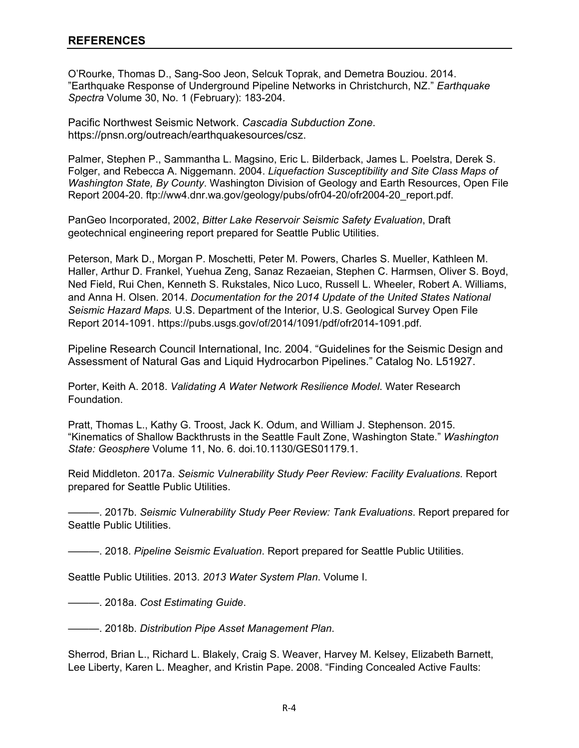## REFERENCES

O'Rourke, Thomas D., Sang-Soo Jeon, Selcuk Toprak, and Demetra Bouziou. 2014. "Earthquake Response of Underground Pipeline Networks in Christchurch, NZ." *Earthquake Spectra* Volume 30, No. 1 (February): 183-204.

Pacific Northwest Seismic Network. *Cascadia Subduction Zone*. https://pnsn.org/outreach/earthquakesources/csz.

Palmer, Stephen P., Sammantha L. Magsino, Eric L. Bilderback, James L. Poelstra, Derek S. Folger, and Rebecca A. Niggemann. 2004. *Liquefaction Susceptibility and Site Class Maps of Washington State, By County*. Washington Division of Geology and Earth Resources, Open File Report 2004-20. ftp://ww4.dnr.wa.gov/geology/pubs/ofr04-20/ofr2004-20_report.pdf.

PanGeo Incorporated, 2002, *Bitter Lake Reservoir Seismic Safety Evaluation*, Draft geotechnical engineering report prepared for Seattle Public Utilities.

Peterson, Mark D., Morgan P. Moschetti, Peter M. Powers, Charles S. Mueller, Kathleen M. Haller, Arthur D. Frankel, Yuehua Zeng, Sanaz Rezaeian, Stephen C. Harmsen, Oliver S. Boyd, Ned Field, Rui Chen, Kenneth S. Rukstales, Nico Luco, Russell L. Wheeler, Robert A. Williams, and Anna H. Olsen. 2014. *Documentation for the 2014 Update of the United States National Seismic Hazard Maps.* U.S. Department of the Interior, U.S. Geological Survey Open File Report 2014-1091. https://pubs.usgs.gov/of/2014/1091/pdf/ofr2014-1091.pdf.

Pipeline Research Council International, Inc. 2004. "Guidelines for the Seismic Design and Assessment of Natural Gas and Liquid Hydrocarbon Pipelines." Catalog No. L51927.

Porter, Keith A. 2018. *Validating A Water Network Resilience Model*. Water Research Foundation.

Pratt, Thomas L., Kathy G. Troost, Jack K. Odum, and William J. Stephenson. 2015. "Kinematics of Shallow Backthrusts in the Seattle Fault Zone, Washington State." *Washington State: Geosphere* Volume 11, No. 6. doi.10.1130/GES01179.1.

Reid Middleton. 2017a. *Seismic Vulnerability Study Peer Review: Facility Evaluations*. Report prepared for Seattle Public Utilities.

———. 2017b. *Seismic Vulnerability Study Peer Review: Tank Evaluations*. Report prepared for Seattle Public Utilities.

———. 2018. *Pipeline Seismic Evaluation*. Report prepared for Seattle Public Utilities.

Seattle Public Utilities. 2013. *2013 Water System Plan*. Volume I.

———. 2018a. *Cost Estimating Guide*.

———. 2018b. *Distribution Pipe Asset Management Plan*.

Sherrod, Brian L., Richard L. Blakely, Craig S. Weaver, Harvey M. Kelsey, Elizabeth Barnett, Lee Liberty, Karen L. Meagher, and Kristin Pape. 2008. "Finding Concealed Active Faults: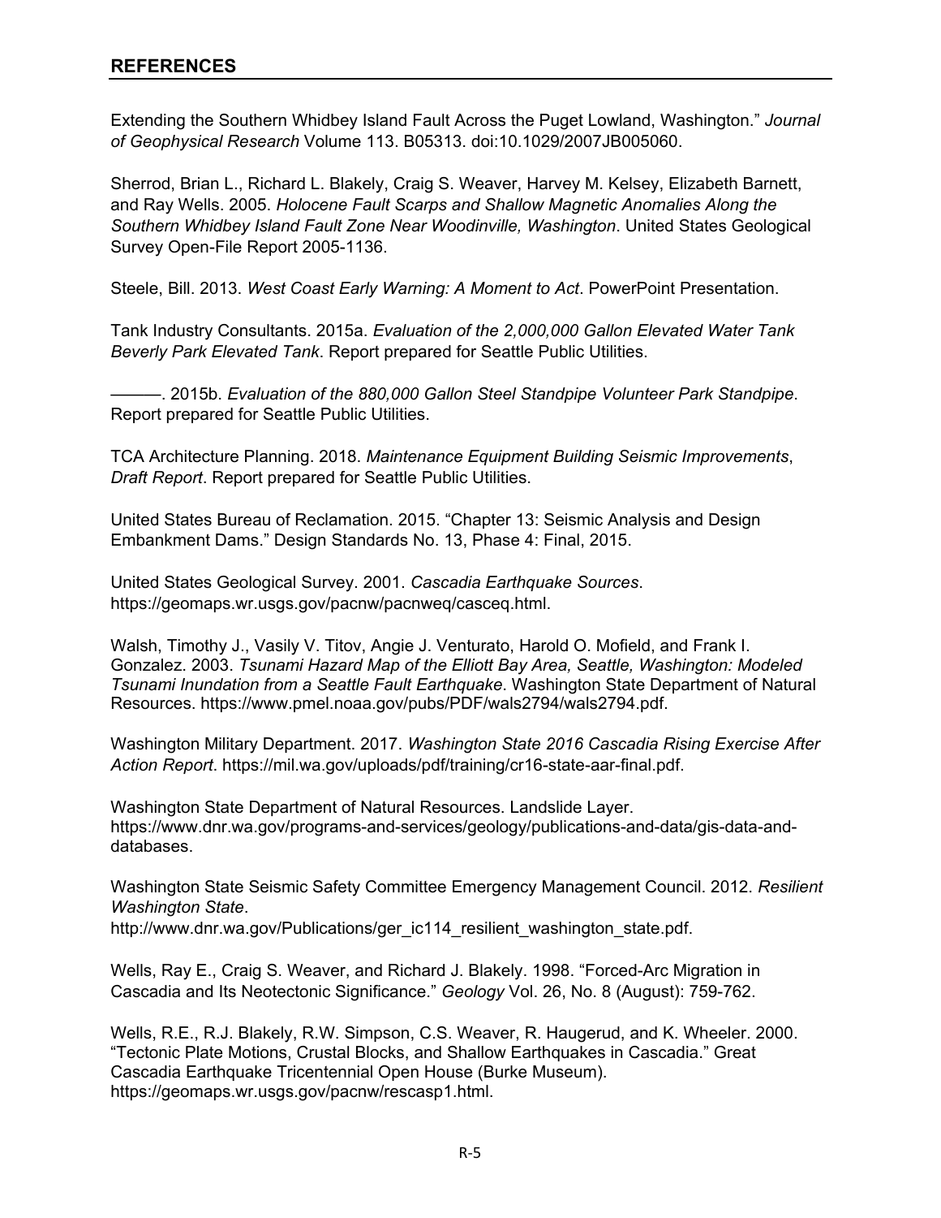## REFERENCES

Extending the Southern Whidbey Island Fault Across the Puget Lowland, Washington." *Journal of Geophysical Research* Volume 113. B05313. doi:10.1029/2007JB005060.

Sherrod, Brian L., Richard L. Blakely, Craig S. Weaver, Harvey M. Kelsey, Elizabeth Barnett, and Ray Wells. 2005. *Holocene Fault Scarps and Shallow Magnetic Anomalies Along the Southern Whidbey Island Fault Zone Near Woodinville, Washington*. United States Geological Survey Open-File Report 2005-1136.

Steele, Bill. 2013. *West Coast Early Warning: A Moment to Act*. PowerPoint Presentation.

Tank Industry Consultants. 2015a. *Evaluation of the 2,000,000 Gallon Elevated Water Tank Beverly Park Elevated Tank*. Report prepared for Seattle Public Utilities.

———. 2015b. *Evaluation of the 880,000 Gallon Steel Standpipe Volunteer Park Standpipe*. Report prepared for Seattle Public Utilities.

TCA Architecture Planning. 2018. *Maintenance Equipment Building Seismic Improvements*, *Draft Report*. Report prepared for Seattle Public Utilities.

United States Bureau of Reclamation. 2015. "Chapter 13: Seismic Analysis and Design Embankment Dams." Design Standards No. 13, Phase 4: Final, 2015.

United States Geological Survey. 2001. *Cascadia Earthquake Sources*. https://geomaps.wr.usgs.gov/pacnw/pacnweq/casceq.html.

Walsh, Timothy J., Vasily V. Titov, Angie J. Venturato, Harold O. Mofield, and Frank I. Gonzalez. 2003. *Tsunami Hazard Map of the Elliott Bay Area, Seattle, Washington: Modeled Tsunami Inundation from a Seattle Fault Earthquake*. Washington State Department of Natural Resources. https://www.pmel.noaa.gov/pubs/PDF/wals2794/wals2794.pdf.

Washington Military Department. 2017. *Washington State 2016 Cascadia Rising Exercise After Action Report*. https://mil.wa.gov/uploads/pdf/training/cr16-state-aar-final.pdf.

Washington State Department of Natural Resources. Landslide Layer. https://www.dnr.wa.gov/programs-and-services/geology/publications-and-data/gis-data-and-databases.

Washington State Seismic Safety Committee Emergency Management Council. 2012. *Resilient Washington State*. http://www.dnr.wa.gov/Publications/ger_ic114_resilient_washington_state.pdf.

Wells, Ray E., Craig S. Weaver, and Richard J. Blakely. 1998. "Forced-Arc Migration in Cascadia and Its Neotectonic Significance." *Geology* Vol. 26, No. 8 (August): 759-762.

Wells, R.E., R.J. Blakely, R.W. Simpson, C.S. Weaver, R. Haugerud, and K. Wheeler. 2000. "Tectonic Plate Motions, Crustal Blocks, and Shallow Earthquakes in Cascadia." Great Cascadia Earthquake Tricentennial Open House (Burke Museum). https://geomaps.wr.usgs.gov/pacnw/rescasp1.html.